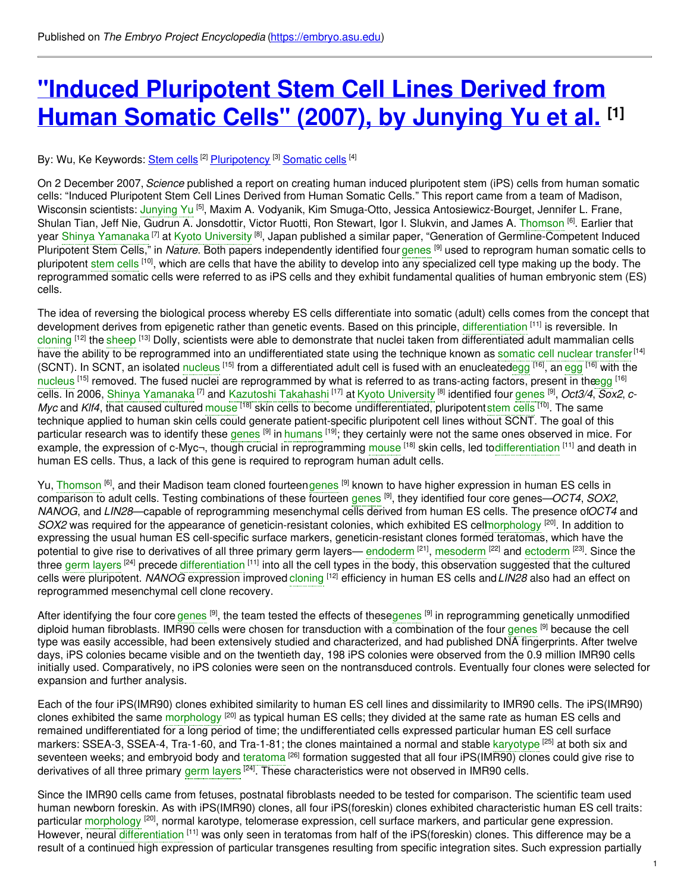Published on *The Embryo Project Encyclopedia* (https://embryo.asu.edu)

# "Induced Pluripotent Stem Cell Lines Derived from Human Somatic Cells" (2007), by Junying Yu et al. [1]

By: Wu, Ke Keywords: Stem cells [2] Pluripotency [3] Somatic cells [4]

On 2 December 2007, *Science* published a report on creating human induced pluripotent stem (iPS) cells from human somatic cells: "Induced Pluripotent Stem Cell Lines Derived from Human Somatic Cells." This report came from a team of Madison, Wisconsin scientists: Junying Yu [5], Maxim A. Vodyanik, Kim Smuga-Otto, Jessica Antosiewicz-Bourget, Jennifer L. Frane, Shulan Tian, Jeff Nie, Gudrun A. Jonsdottir, Victor Ruotti, Ron Stewart, Igor I. Slukvin, and James A. Thomson [6]. Earlier that year Shinya Yamanaka [7] at Kyoto University [8], Japan published a similar paper, "Generation of Germline-Competent Induced Pluripotent Stem Cells," in *Nature*. Both papers independently identified four genes [9] used to reprogram human somatic cells to pluripotent stem cells [10], which are cells that have the ability to develop into any specialized cell type making up the body. The reprogrammed somatic cells were referred to as iPS cells and they exhibit fundamental qualities of human embryonic stem (ES) cells.

The idea of reversing the biological process whereby ES cells differentiate into somatic (adult) cells comes from the concept that development derives from epigenetic rather than genetic events. Based on this principle, differentiation [11] is reversible. In cloning [12] the sheep [13] Dolly, scientists were able to demonstrate that nuclei taken from differentiated adult mammalian cells have the ability to be reprogrammed into an undifferentiated state using the technique known as somatic cell nuclear transfer [14] (SCNT). In SCNT, an isolated nucleus [15] from a differentiated adult cell is fused with an enucleated egg [16], an egg [16] with the nucleus [15] removed. The fused nuclei are reprogrammed by what is referred to as trans-acting factors, present in the egg [16] cells. In 2006, Shinya Yamanaka [7] and Kazutoshi Takahashi [17] at Kyoto University [8] identified four genes [9], *Oct3/4*, *Sox2*, *c-Myc* and *Klf4*, that caused cultured mouse [18] skin cells to become undifferentiated, pluripotent stem cells [10]. The same technique applied to human skin cells could generate patient-specific pluripotent cell lines without SCNT. The goal of this particular research was to identify these genes [9] in humans [19]; they certainly were not the same ones observed in mice. For example, the expression of c-Myc¬, though crucial in reprogramming mouse [18] skin cells, led to differentiation [11] and death in human ES cells. Thus, a lack of this gene is required to reprogram human adult cells.

Yu, Thomson [6], and their Madison team cloned fourteen genes [9] known to have higher expression in human ES cells in comparison to adult cells. Testing combinations of these fourteen genes [9], they identified four core genes—*OCT4*, *SOX2*, *NANOG*, and *LIN28*—capable of reprogramming mesenchymal cells derived from human ES cells. The presence of *OCT4* and *SOX2* was required for the appearance of geneticin-resistant colonies, which exhibited ES cell morphology [20]. In addition to expressing the usual human ES cell-specific surface markers, geneticin-resistant clones formed teratomas, which have the potential to give rise to derivatives of all three primary germ layers— endoderm [21], mesoderm [22] and ectoderm [23]. Since the three germ layers [24] precede differentiation [11] into all the cell types in the body, this observation suggested that the cultured cells were pluripotent. *NANOG* expression improved cloning [12] efficiency in human ES cells and *LIN28* also had an effect on reprogrammed mesenchymal cell clone recovery.

After identifying the four core genes [9], the team tested the effects of these genes [9] in reprogramming genetically unmodified diploid human fibroblasts. IMR90 cells were chosen for transduction with a combination of the four genes [9] because the cell type was easily accessible, had been extensively studied and characterized, and had published DNA fingerprints. After twelve days, iPS colonies became visible and on the twentieth day, 198 iPS colonies were observed from the 0.9 million IMR90 cells initially used. Comparatively, no iPS colonies were seen on the nontransduced controls. Eventually four clones were selected for expansion and further analysis.

Each of the four iPS(IMR90) clones exhibited similarity to human ES cell lines and dissimilarity to IMR90 cells. The iPS(IMR90) clones exhibited the same morphology [20] as typical human ES cells; they divided at the same rate as human ES cells and remained undifferentiated for a long period of time; the undifferentiated cells expressed particular human ES cell surface markers: SSEA-3, SSEA-4, Tra-1-60, and Tra-1-81; the clones maintained a normal and stable karyotype [25] at both six and seventeen weeks; and embryoid body and teratoma [26] formation suggested that all four iPS(IMR90) clones could give rise to derivatives of all three primary germ layers [24]. These characteristics were not observed in IMR90 cells.

Since the IMR90 cells came from fetuses, postnatal fibroblasts needed to be tested for comparison. The scientific team used human newborn foreskin. As with iPS(IMR90) clones, all four iPS(foreskin) clones exhibited characteristic human ES cell traits: particular morphology [20], normal karotype, telomerase expression, cell surface markers, and particular gene expression. However, neural differentiation [11] was only seen in teratomas from half of the iPS(foreskin) clones. This difference may be a result of a continued high expression of particular transgenes resulting from specific integration sites. Such expression partially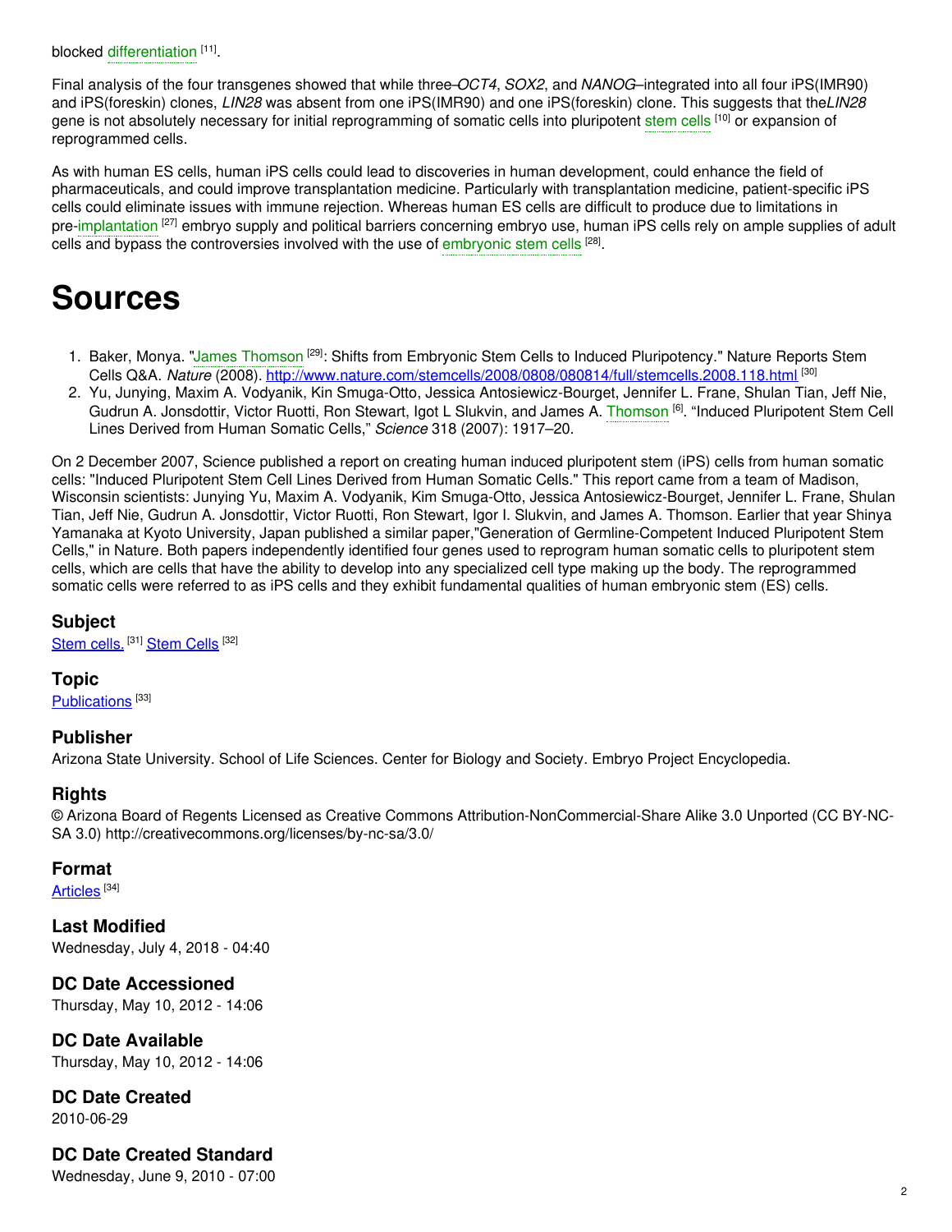blocked differentiation [11].

Final analysis of the four transgenes showed that while three–*OCT4*, *SOX2*, and *NANOG*–integrated into all four iPS(IMR90) and iPS(foreskin) clones, *LIN28* was absent from one iPS(IMR90) and one iPS(foreskin) clone. This suggests that the*LIN28* gene is not absolutely necessary for initial reprogramming of somatic cells into pluripotent stem cells [10] or expansion of reprogrammed cells.

As with human ES cells, human iPS cells could lead to discoveries in human development, could enhance the field of pharmaceuticals, and could improve transplantation medicine. Particularly with transplantation medicine, patient-specific iPS cells could eliminate issues with immune rejection. Whereas human ES cells are difficult to produce due to limitations in pre-implantation [27] embryo supply and political barriers concerning embryo use, human iPS cells rely on ample supplies of adult cells and bypass the controversies involved with the use of embryonic stem cells [28].

# Sources

1. Baker, Monya. "James Thomson [29]: Shifts from Embryonic Stem Cells to Induced Pluripotency." Nature Reports Stem Cells Q&A. *Nature* (2008). http://www.nature.com/stemcells/2008/0808/080814/full/stemcells.2008.118.html [30]
2. Yu, Junying, Maxim A. Vodyanik, Kin Smuga-Otto, Jessica Antosiewicz-Bourget, Jennifer L. Frane, Shulan Tian, Jeff Nie, Gudrun A. Jonsdottir, Victor Ruotti, Ron Stewart, Igot L Slukvin, and James A. Thomson [6]. "Induced Pluripotent Stem Cell Lines Derived from Human Somatic Cells," *Science* 318 (2007): 1917–20.

On 2 December 2007, Science published a report on creating human induced pluripotent stem (iPS) cells from human somatic cells: "Induced Pluripotent Stem Cell Lines Derived from Human Somatic Cells." This report came from a team of Madison, Wisconsin scientists: Junying Yu, Maxim A. Vodyanik, Kim Smuga-Otto, Jessica Antosiewicz-Bourget, Jennifer L. Frane, Shulan Tian, Jeff Nie, Gudrun A. Jonsdottir, Victor Ruotti, Ron Stewart, Igor I. Slukvin, and James A. Thomson. Earlier that year Shinya Yamanaka at Kyoto University, Japan published a similar paper,"Generation of Germline-Competent Induced Pluripotent Stem Cells," in Nature. Both papers independently identified four genes used to reprogram human somatic cells to pluripotent stem cells, which are cells that have the ability to develop into any specialized cell type making up the body. The reprogrammed somatic cells were referred to as iPS cells and they exhibit fundamental qualities of human embryonic stem (ES) cells.

### Subject

Stem cells. [31] Stem Cells [32]

### Topic

Publications [33]

### Publisher

Arizona State University. School of Life Sciences. Center for Biology and Society. Embryo Project Encyclopedia.

### Rights

© Arizona Board of Regents Licensed as Creative Commons Attribution-NonCommercial-Share Alike 3.0 Unported (CC BY-NC-SA 3.0) http://creativecommons.org/licenses/by-nc-sa/3.0/

### Format

Articles [34]

### Last Modified

Wednesday, July 4, 2018 - 04:40

### DC Date Accessioned

Thursday, May 10, 2012 - 14:06

### DC Date Available

Thursday, May 10, 2012 - 14:06

### DC Date Created

2010-06-29

### DC Date Created Standard

Wednesday, June 9, 2010 - 07:00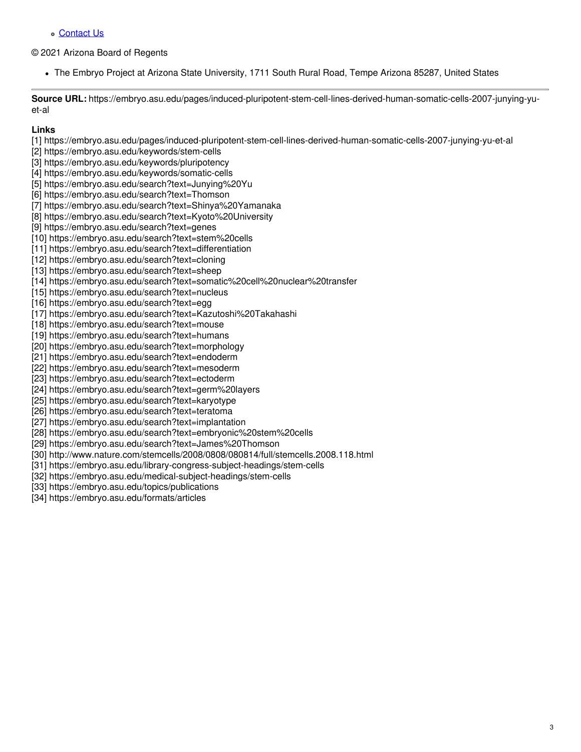- Contact Us

© 2021 Arizona Board of Regents

- The Embryo Project at Arizona State University, 1711 South Rural Road, Tempe Arizona 85287, United States

---

**Source URL:** https://embryo.asu.edu/pages/induced-pluripotent-stem-cell-lines-derived-human-somatic-cells-2007-junying-yu-et-al

**Links**

[1] https://embryo.asu.edu/pages/induced-pluripotent-stem-cell-lines-derived-human-somatic-cells-2007-junying-yu-et-al
[2] https://embryo.asu.edu/keywords/stem-cells
[3] https://embryo.asu.edu/keywords/pluripotency
[4] https://embryo.asu.edu/keywords/somatic-cells
[5] https://embryo.asu.edu/search?text=Junying%20Yu
[6] https://embryo.asu.edu/search?text=Thomson
[7] https://embryo.asu.edu/search?text=Shinya%20Yamanaka
[8] https://embryo.asu.edu/search?text=Kyoto%20University
[9] https://embryo.asu.edu/search?text=genes
[10] https://embryo.asu.edu/search?text=stem%20cells
[11] https://embryo.asu.edu/search?text=differentiation
[12] https://embryo.asu.edu/search?text=cloning
[13] https://embryo.asu.edu/search?text=sheep
[14] https://embryo.asu.edu/search?text=somatic%20cell%20nuclear%20transfer
[15] https://embryo.asu.edu/search?text=nucleus
[16] https://embryo.asu.edu/search?text=egg
[17] https://embryo.asu.edu/search?text=Kazutoshi%20Takahashi
[18] https://embryo.asu.edu/search?text=mouse
[19] https://embryo.asu.edu/search?text=humans
[20] https://embryo.asu.edu/search?text=morphology
[21] https://embryo.asu.edu/search?text=endoderm
[22] https://embryo.asu.edu/search?text=mesoderm
[23] https://embryo.asu.edu/search?text=ectoderm
[24] https://embryo.asu.edu/search?text=germ%20layers
[25] https://embryo.asu.edu/search?text=karyotype
[26] https://embryo.asu.edu/search?text=teratoma
[27] https://embryo.asu.edu/search?text=implantation
[28] https://embryo.asu.edu/search?text=embryonic%20stem%20cells
[29] https://embryo.asu.edu/search?text=James%20Thomson
[30] http://www.nature.com/stemcells/2008/0808/080814/full/stemcells.2008.118.html
[31] https://embryo.asu.edu/library-congress-subject-headings/stem-cells
[32] https://embryo.asu.edu/medical-subject-headings/stem-cells
[33] https://embryo.asu.edu/topics/publications
[34] https://embryo.asu.edu/formats/articles